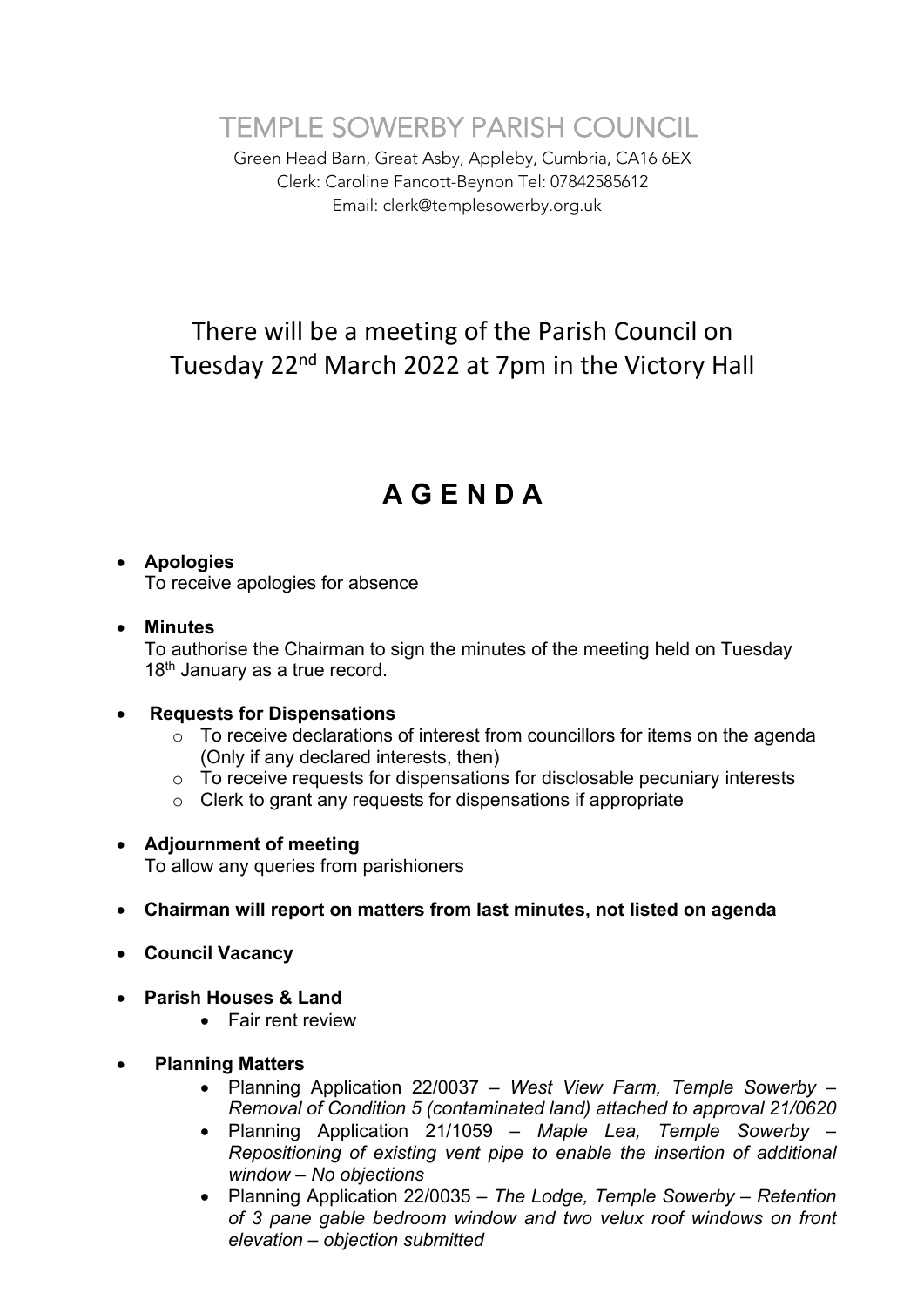# TEMPLE SOWERBY PARISH COUNCIL

Green Head Barn, Great Asby, Appleby, Cumbria, CA16 6EX
Clerk: Caroline Fancott-Beynon Tel: 07842585612
Email: clerk@templesowerby.org.uk

## There will be a meeting of the Parish Council on Tuesday 22nd March 2022 at 7pm in the Victory Hall

# A G E N D A

- **Apologies**
  To receive apologies for absence

- **Minutes**
  To authorise the Chairman to sign the minutes of the meeting held on Tuesday 18th January as a true record.

- **Requests for Dispensations**
  - To receive declarations of interest from councillors for items on the agenda (Only if any declared interests, then)
  - To receive requests for dispensations for disclosable pecuniary interests
  - Clerk to grant any requests for dispensations if appropriate

- **Adjournment of meeting**
  To allow any queries from parishioners

- **Chairman will report on matters from last minutes, not listed on agenda**

- **Council Vacancy**

- **Parish Houses & Land**
  - Fair rent review

- **Planning Matters**
  - Planning Application 22/0037 – *West View Farm, Temple Sowerby – Removal of Condition 5 (contaminated land) attached to approval 21/0620*
  - Planning Application 21/1059 – *Maple Lea, Temple Sowerby – Repositioning of existing vent pipe to enable the insertion of additional window – No objections*
  - Planning Application 22/0035 – *The Lodge, Temple Sowerby – Retention of 3 pane gable bedroom window and two velux roof windows on front elevation – objection submitted*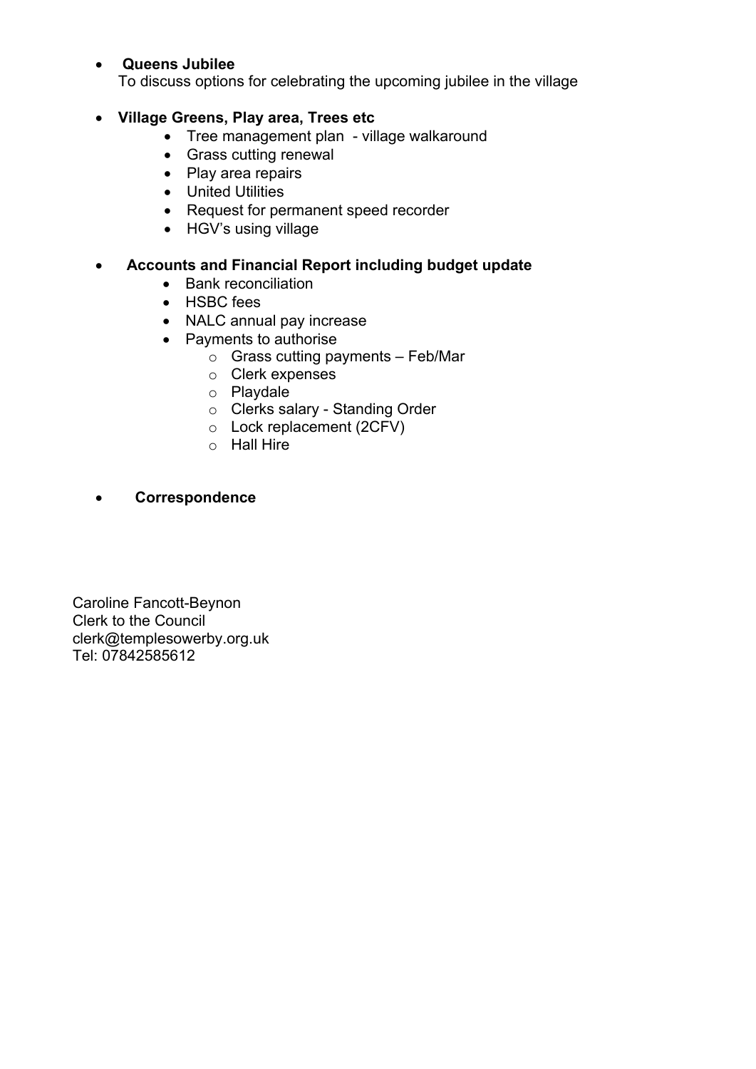- **Queens Jubilee**
  To discuss options for celebrating the upcoming jubilee in the village

- **Village Greens, Play area, Trees etc**
  - Tree management plan - village walkaround
  - Grass cutting renewal
  - Play area repairs
  - United Utilities
  - Request for permanent speed recorder
  - HGV's using village

- **Accounts and Financial Report including budget update**
  - Bank reconciliation
  - HSBC fees
  - NALC annual pay increase
  - Payments to authorise
    - Grass cutting payments – Feb/Mar
    - Clerk expenses
    - Playdale
    - Clerks salary - Standing Order
    - Lock replacement (2CFV)
    - Hall Hire

- **Correspondence**

Caroline Fancott-Beynon
Clerk to the Council
clerk@templesowerby.org.uk
Tel: 07842585612